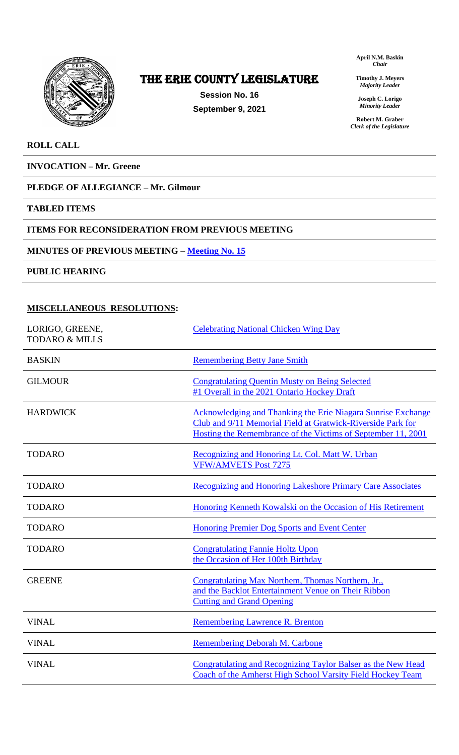# THE ERIE COUNTY LEGISLATURE

**Session No. 16**

**September 9, 2021**

**April N.M. Baskin**
*Chair*

**Timothy J. Meyers**
*Majority Leader*

**Joseph C. Lorigo**
*Minority Leader*

**Robert M. Graber**
*Clerk of the Legislature*

**ROLL CALL**

**INVOCATION – Mr. Greene**

**PLEDGE OF ALLEGIANCE – Mr. Gilmour**

**TABLED ITEMS**

**ITEMS FOR RECONSIDERATION FROM PREVIOUS MEETING**

**MINUTES OF PREVIOUS MEETING – Meeting No. 15**

**PUBLIC HEARING**

**MISCELLANEOUS RESOLUTIONS:**

| | |
|---|---|
| LORIGO, GREENE, TODARO & MILLS | Celebrating National Chicken Wing Day |
| BASKIN | Remembering Betty Jane Smith |
| GILMOUR | Congratulating Quentin Musty on Being Selected #1 Overall in the 2021 Ontario Hockey Draft |
| HARDWICK | Acknowledging and Thanking the Erie Niagara Sunrise Exchange Club and 9/11 Memorial Field at Gratwick-Riverside Park for Hosting the Remembrance of the Victims of September 11, 2001 |
| TODARO | Recognizing and Honoring Lt. Col. Matt W. Urban VFW/AMVETS Post 7275 |
| TODARO | Recognizing and Honoring Lakeshore Primary Care Associates |
| TODARO | Honoring Kenneth Kowalski on the Occasion of His Retirement |
| TODARO | Honoring Premier Dog Sports and Event Center |
| TODARO | Congratulating Fannie Holtz Upon the Occasion of Her 100th Birthday |
| GREENE | Congratulating Max Northem, Thomas Northem, Jr., and the Backlot Entertainment Venue on Their Ribbon Cutting and Grand Opening |
| VINAL | Remembering Lawrence R. Brenton |
| VINAL | Remembering Deborah M. Carbone |
| VINAL | Congratulating and Recognizing Taylor Balser as the New Head Coach of the Amherst High School Varsity Field Hockey Team |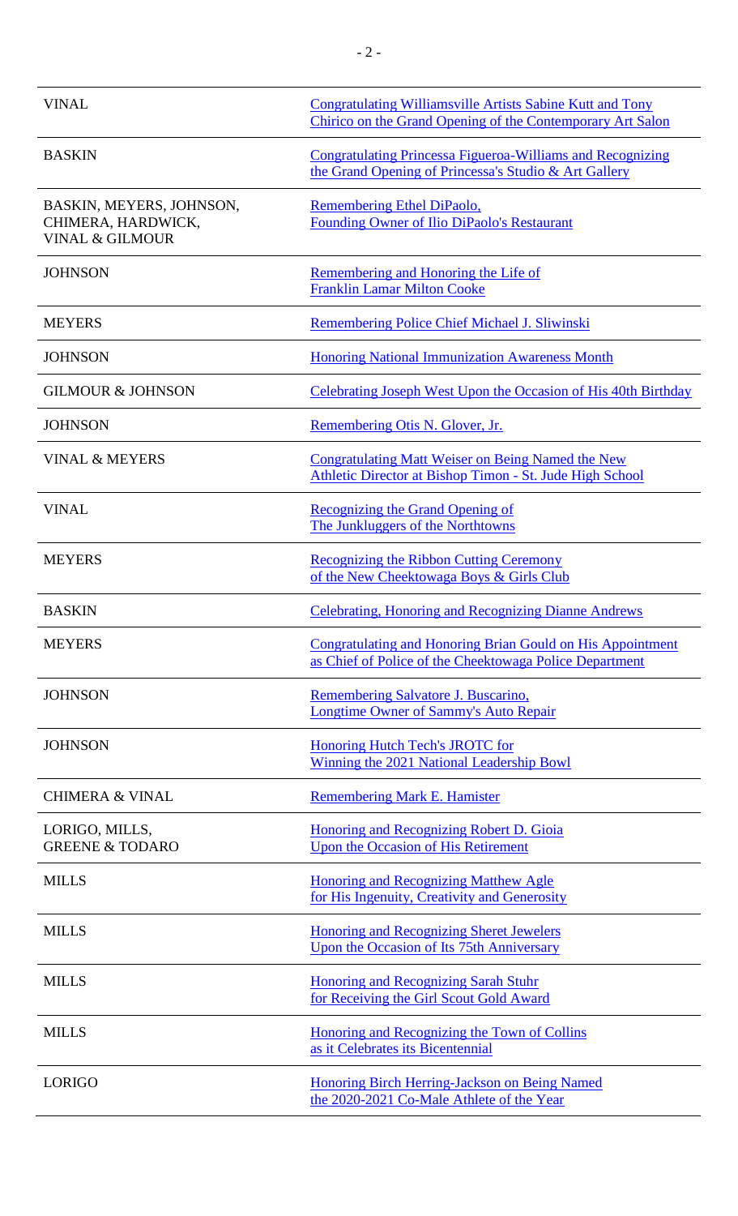| | |
|---|---|
| VINAL | Congratulating Williamsville Artists Sabine Kutt and Tony Chirico on the Grand Opening of the Contemporary Art Salon |
| BASKIN | Congratulating Princessa Figueroa-Williams and Recognizing the Grand Opening of Princessa's Studio & Art Gallery |
| BASKIN, MEYERS, JOHNSON, CHIMERA, HARDWICK, VINAL & GILMOUR | Remembering Ethel DiPaolo, Founding Owner of Ilio DiPaolo's Restaurant |
| JOHNSON | Remembering and Honoring the Life of Franklin Lamar Milton Cooke |
| MEYERS | Remembering Police Chief Michael J. Sliwinski |
| JOHNSON | Honoring National Immunization Awareness Month |
| GILMOUR & JOHNSON | Celebrating Joseph West Upon the Occasion of His 40th Birthday |
| JOHNSON | Remembering Otis N. Glover, Jr. |
| VINAL & MEYERS | Congratulating Matt Weiser on Being Named the New Athletic Director at Bishop Timon - St. Jude High School |
| VINAL | Recognizing the Grand Opening of The Junkluggers of the Northtowns |
| MEYERS | Recognizing the Ribbon Cutting Ceremony of the New Cheektowaga Boys & Girls Club |
| BASKIN | Celebrating, Honoring and Recognizing Dianne Andrews |
| MEYERS | Congratulating and Honoring Brian Gould on His Appointment as Chief of Police of the Cheektowaga Police Department |
| JOHNSON | Remembering Salvatore J. Buscarino, Longtime Owner of Sammy's Auto Repair |
| JOHNSON | Honoring Hutch Tech's JROTC for Winning the 2021 National Leadership Bowl |
| CHIMERA & VINAL | Remembering Mark E. Hamister |
| LORIGO, MILLS, GREENE & TODARO | Honoring and Recognizing Robert D. Gioia Upon the Occasion of His Retirement |
| MILLS | Honoring and Recognizing Matthew Agle for His Ingenuity, Creativity and Generosity |
| MILLS | Honoring and Recognizing Sheret Jewelers Upon the Occasion of Its 75th Anniversary |
| MILLS | Honoring and Recognizing Sarah Stuhr for Receiving the Girl Scout Gold Award |
| MILLS | Honoring and Recognizing the Town of Collins as it Celebrates its Bicentennial |
| LORIGO | Honoring Birch Herring-Jackson on Being Named the 2020-2021 Co-Male Athlete of the Year |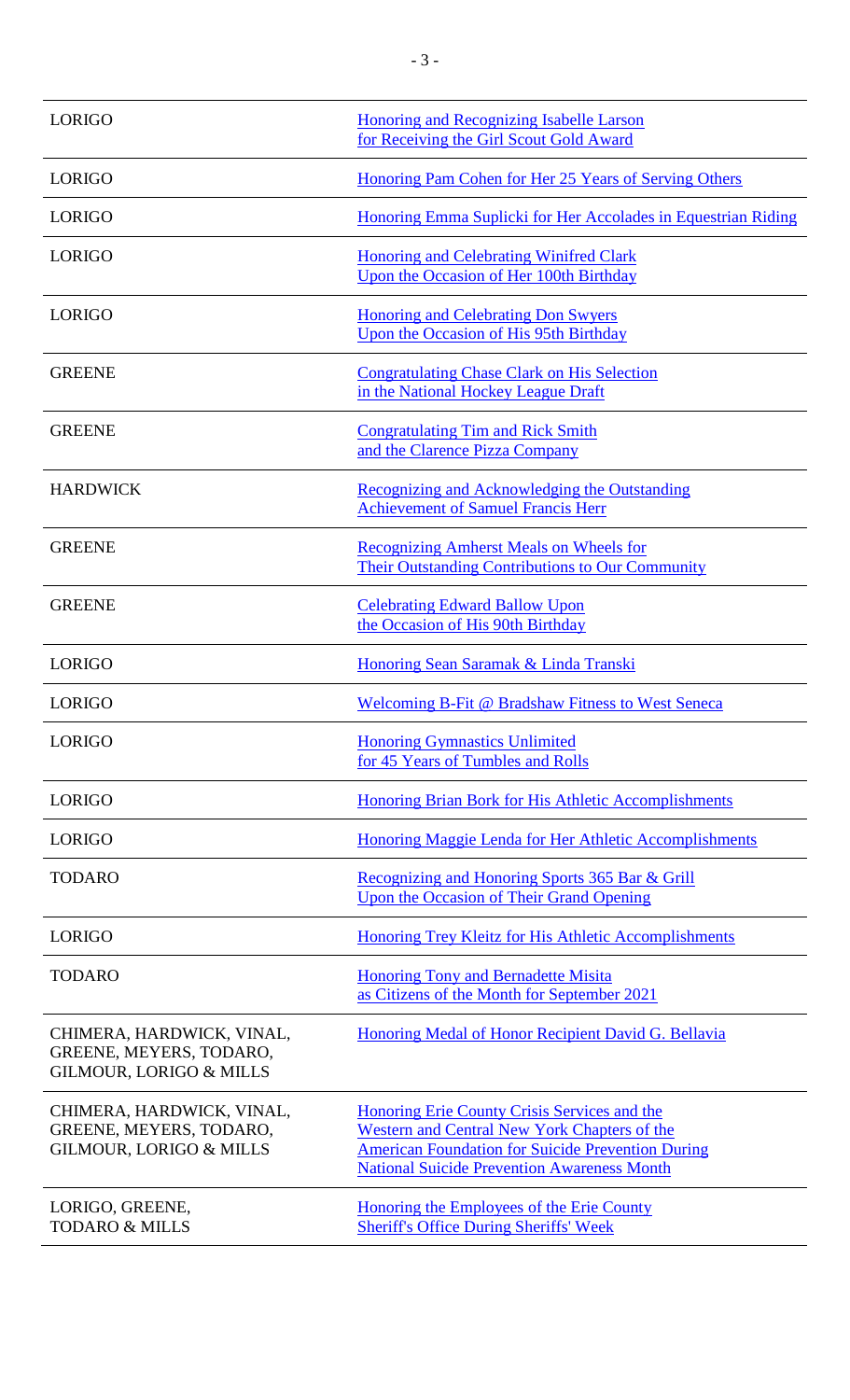| | |
|---|---|
| LORIGO | Honoring and Recognizing Isabelle Larson for Receiving the Girl Scout Gold Award |
| LORIGO | Honoring Pam Cohen for Her 25 Years of Serving Others |
| LORIGO | Honoring Emma Suplicki for Her Accolades in Equestrian Riding |
| LORIGO | Honoring and Celebrating Winifred Clark Upon the Occasion of Her 100th Birthday |
| LORIGO | Honoring and Celebrating Don Swyers Upon the Occasion of His 95th Birthday |
| GREENE | Congratulating Chase Clark on His Selection in the National Hockey League Draft |
| GREENE | Congratulating Tim and Rick Smith and the Clarence Pizza Company |
| HARDWICK | Recognizing and Acknowledging the Outstanding Achievement of Samuel Francis Herr |
| GREENE | Recognizing Amherst Meals on Wheels for Their Outstanding Contributions to Our Community |
| GREENE | Celebrating Edward Ballow Upon the Occasion of His 90th Birthday |
| LORIGO | Honoring Sean Saramak & Linda Transki |
| LORIGO | Welcoming B-Fit @ Bradshaw Fitness to West Seneca |
| LORIGO | Honoring Gymnastics Unlimited for 45 Years of Tumbles and Rolls |
| LORIGO | Honoring Brian Bork for His Athletic Accomplishments |
| LORIGO | Honoring Maggie Lenda for Her Athletic Accomplishments |
| TODARO | Recognizing and Honoring Sports 365 Bar & Grill Upon the Occasion of Their Grand Opening |
| LORIGO | Honoring Trey Kleitz for His Athletic Accomplishments |
| TODARO | Honoring Tony and Bernadette Misita as Citizens of the Month for September 2021 |
| CHIMERA, HARDWICK, VINAL, GREENE, MEYERS, TODARO, GILMOUR, LORIGO & MILLS | Honoring Medal of Honor Recipient David G. Bellavia |
| CHIMERA, HARDWICK, VINAL, GREENE, MEYERS, TODARO, GILMOUR, LORIGO & MILLS | Honoring Erie County Crisis Services and the Western and Central New York Chapters of the American Foundation for Suicide Prevention During National Suicide Prevention Awareness Month |
| LORIGO, GREENE, TODARO & MILLS | Honoring the Employees of the Erie County Sheriff's Office During Sheriffs' Week |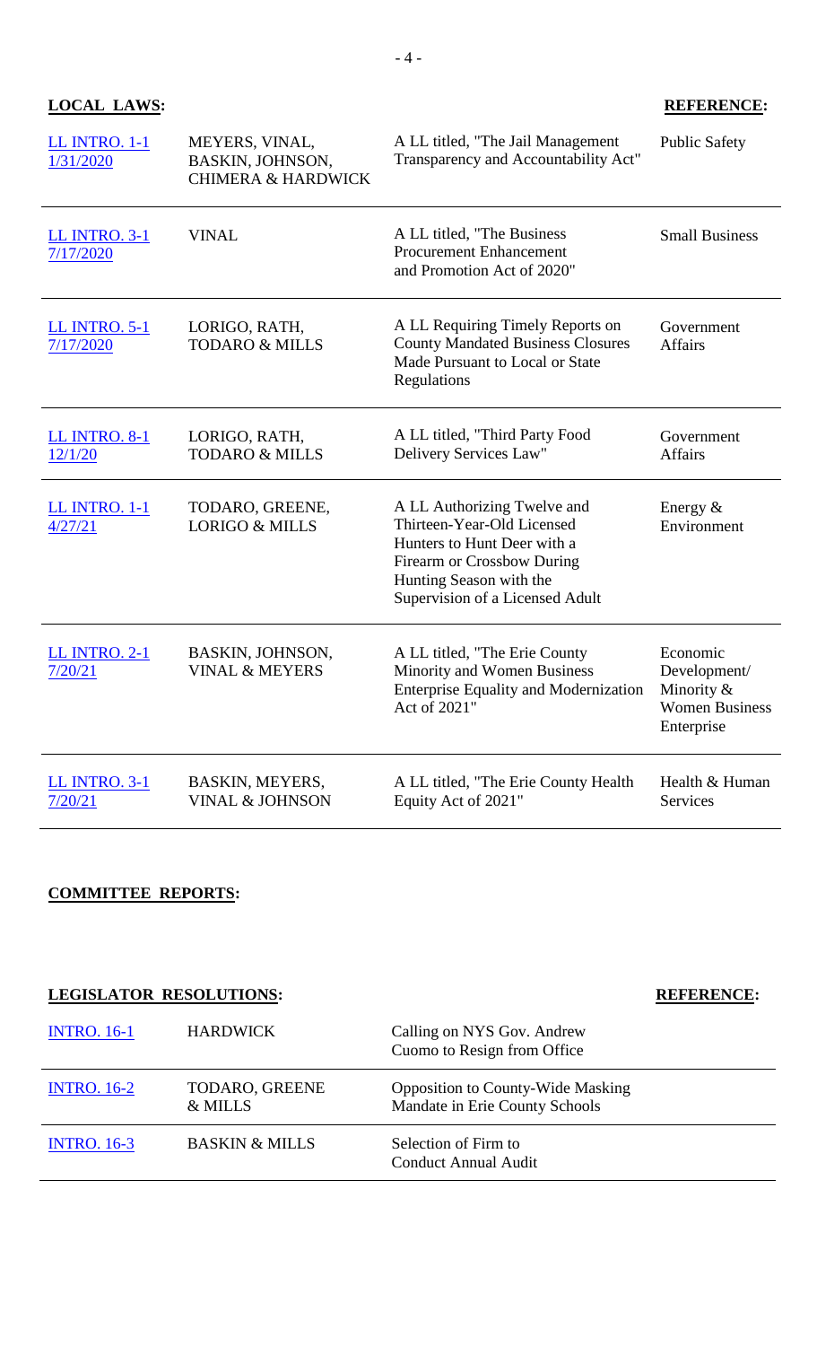**LOCAL LAWS:** **REFERENCE:**

| | | | |
|---|---|---|---|
| LL INTRO. 1-1 1/31/2020 | MEYERS, VINAL, BASKIN, JOHNSON, CHIMERA & HARDWICK | A LL titled, "The Jail Management Transparency and Accountability Act" | Public Safety |
| LL INTRO. 3-1 7/17/2020 | VINAL | A LL titled, "The Business Procurement Enhancement and Promotion Act of 2020" | Small Business |
| LL INTRO. 5-1 7/17/2020 | LORIGO, RATH, TODARO & MILLS | A LL Requiring Timely Reports on County Mandated Business Closures Made Pursuant to Local or State Regulations | Government Affairs |
| LL INTRO. 8-1 12/1/20 | LORIGO, RATH, TODARO & MILLS | A LL titled, "Third Party Food Delivery Services Law" | Government Affairs |
| LL INTRO. 1-1 4/27/21 | TODARO, GREENE, LORIGO & MILLS | A LL Authorizing Twelve and Thirteen-Year-Old Licensed Hunters to Hunt Deer with a Firearm or Crossbow During Hunting Season with the Supervision of a Licensed Adult | Energy & Environment |
| LL INTRO. 2-1 7/20/21 | BASKIN, JOHNSON, VINAL & MEYERS | A LL titled, "The Erie County Minority and Women Business Enterprise Equality and Modernization Act of 2021" | Economic Development/ Minority & Women Business Enterprise |
| LL INTRO. 3-1 7/20/21 | BASKIN, MEYERS, VINAL & JOHNSON | A LL titled, "The Erie County Health Equity Act of 2021" | Health & Human Services |

**COMMITTEE REPORTS:**

**LEGISLATOR RESOLUTIONS:** **REFERENCE:**

| | | | |
|---|---|---|---|
| INTRO. 16-1 | HARDWICK | Calling on NYS Gov. Andrew Cuomo to Resign from Office | |
| INTRO. 16-2 | TODARO, GREENE & MILLS | Opposition to County-Wide Masking Mandate in Erie County Schools | |
| INTRO. 16-3 | BASKIN & MILLS | Selection of Firm to Conduct Annual Audit | |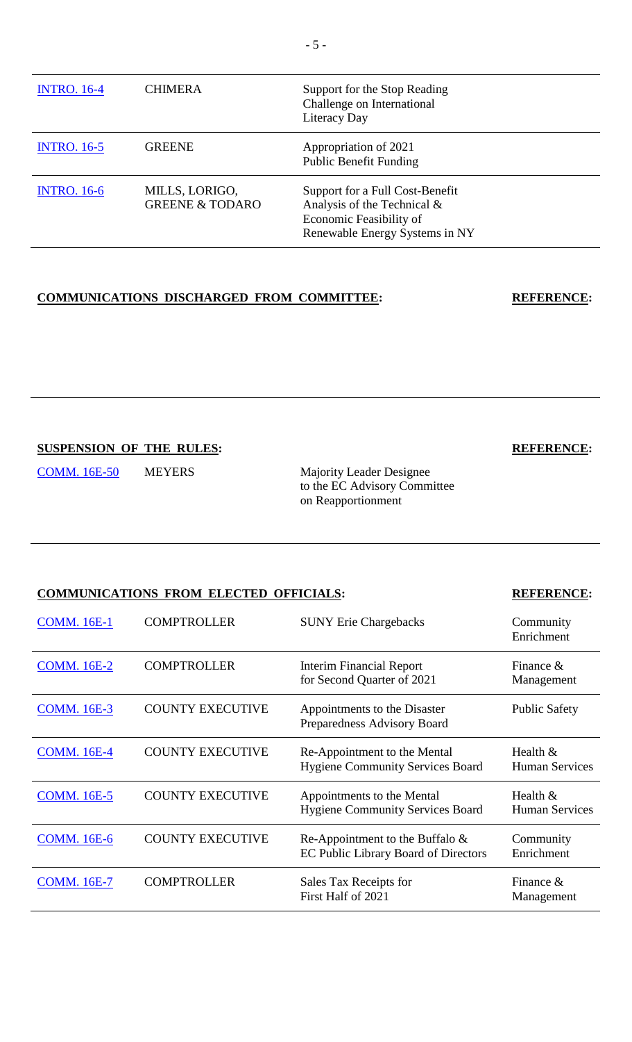| | | | |
|---|---|---|---|
| INTRO. 16-4 | CHIMERA | Support for the Stop Reading Challenge on International Literacy Day | |
| INTRO. 16-5 | GREENE | Appropriation of 2021 Public Benefit Funding | |
| INTRO. 16-6 | MILLS, LORIGO, GREENE & TODARO | Support for a Full Cost-Benefit Analysis of the Technical & Economic Feasibility of Renewable Energy Systems in NY | |

**COMMUNICATIONS DISCHARGED FROM COMMITTEE:** **REFERENCE:**

**SUSPENSION OF THE RULES:** **REFERENCE:**

| | | | |
|---|---|---|---|
| COMM. 16E-50 | MEYERS | Majority Leader Designee to the EC Advisory Committee on Reapportionment | |

**COMMUNICATIONS FROM ELECTED OFFICIALS:** **REFERENCE:**

| | | | |
|---|---|---|---|
| COMM. 16E-1 | COMPTROLLER | SUNY Erie Chargebacks | Community Enrichment |
| COMM. 16E-2 | COMPTROLLER | Interim Financial Report for Second Quarter of 2021 | Finance & Management |
| COMM. 16E-3 | COUNTY EXECUTIVE | Appointments to the Disaster Preparedness Advisory Board | Public Safety |
| COMM. 16E-4 | COUNTY EXECUTIVE | Re-Appointment to the Mental Hygiene Community Services Board | Health & Human Services |
| COMM. 16E-5 | COUNTY EXECUTIVE | Appointments to the Mental Hygiene Community Services Board | Health & Human Services |
| COMM. 16E-6 | COUNTY EXECUTIVE | Re-Appointment to the Buffalo & EC Public Library Board of Directors | Community Enrichment |
| COMM. 16E-7 | COMPTROLLER | Sales Tax Receipts for First Half of 2021 | Finance & Management |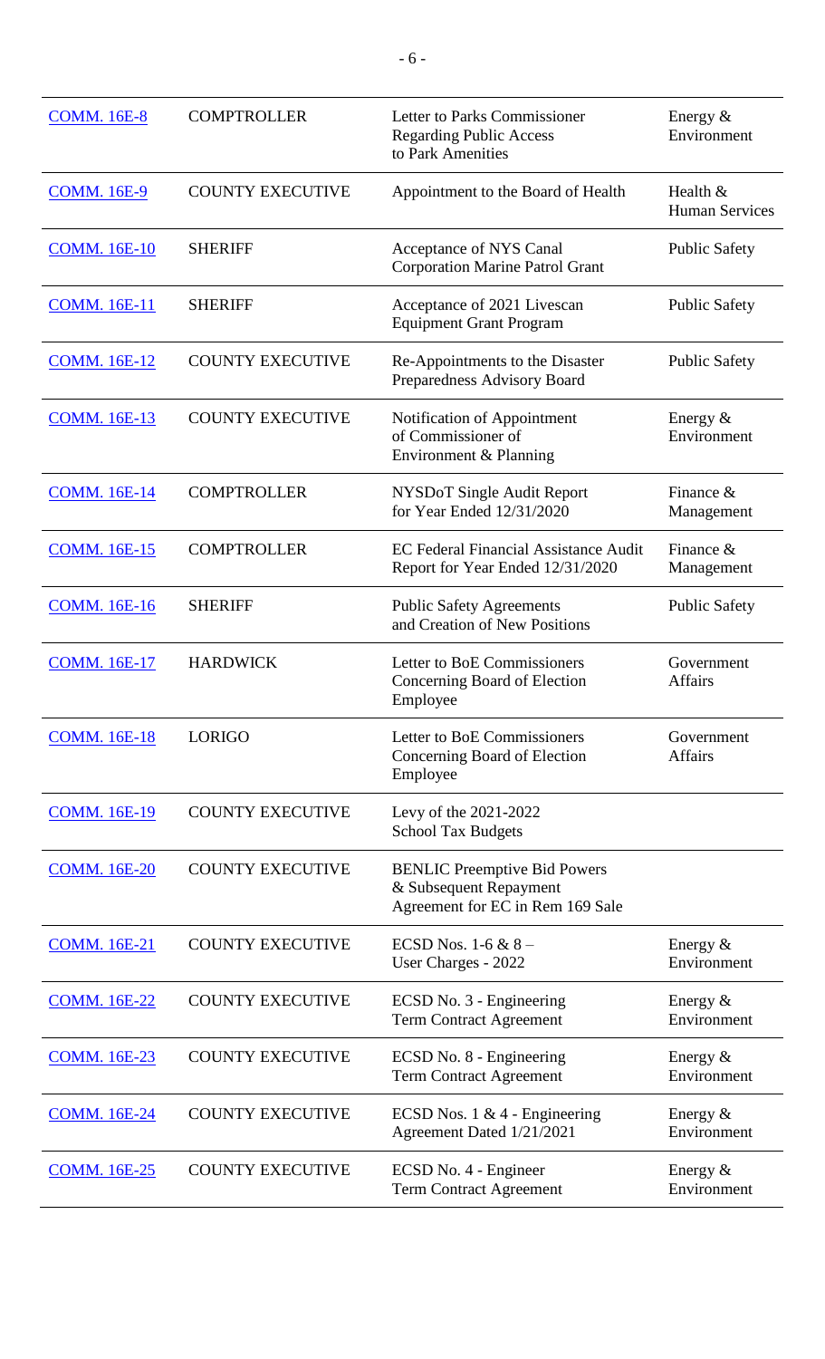| | | | |
|---|---|---|---|
| COMM. 16E-8 | COMPTROLLER | Letter to Parks Commissioner Regarding Public Access to Park Amenities | Energy & Environment |
| COMM. 16E-9 | COUNTY EXECUTIVE | Appointment to the Board of Health | Health & Human Services |
| COMM. 16E-10 | SHERIFF | Acceptance of NYS Canal Corporation Marine Patrol Grant | Public Safety |
| COMM. 16E-11 | SHERIFF | Acceptance of 2021 Livescan Equipment Grant Program | Public Safety |
| COMM. 16E-12 | COUNTY EXECUTIVE | Re-Appointments to the Disaster Preparedness Advisory Board | Public Safety |
| COMM. 16E-13 | COUNTY EXECUTIVE | Notification of Appointment of Commissioner of Environment & Planning | Energy & Environment |
| COMM. 16E-14 | COMPTROLLER | NYSDoT Single Audit Report for Year Ended 12/31/2020 | Finance & Management |
| COMM. 16E-15 | COMPTROLLER | EC Federal Financial Assistance Audit Report for Year Ended 12/31/2020 | Finance & Management |
| COMM. 16E-16 | SHERIFF | Public Safety Agreements and Creation of New Positions | Public Safety |
| COMM. 16E-17 | HARDWICK | Letter to BoE Commissioners Concerning Board of Election Employee | Government Affairs |
| COMM. 16E-18 | LORIGO | Letter to BoE Commissioners Concerning Board of Election Employee | Government Affairs |
| COMM. 16E-19 | COUNTY EXECUTIVE | Levy of the 2021-2022 School Tax Budgets | |
| COMM. 16E-20 | COUNTY EXECUTIVE | BENLIC Preemptive Bid Powers & Subsequent Repayment Agreement for EC in Rem 169 Sale | |
| COMM. 16E-21 | COUNTY EXECUTIVE | ECSD Nos. 1-6 & 8 – User Charges - 2022 | Energy & Environment |
| COMM. 16E-22 | COUNTY EXECUTIVE | ECSD No. 3 - Engineering Term Contract Agreement | Energy & Environment |
| COMM. 16E-23 | COUNTY EXECUTIVE | ECSD No. 8 - Engineering Term Contract Agreement | Energy & Environment |
| COMM. 16E-24 | COUNTY EXECUTIVE | ECSD Nos. 1 & 4 - Engineering Agreement Dated 1/21/2021 | Energy & Environment |
| COMM. 16E-25 | COUNTY EXECUTIVE | ECSD No. 4 - Engineer Term Contract Agreement | Energy & Environment |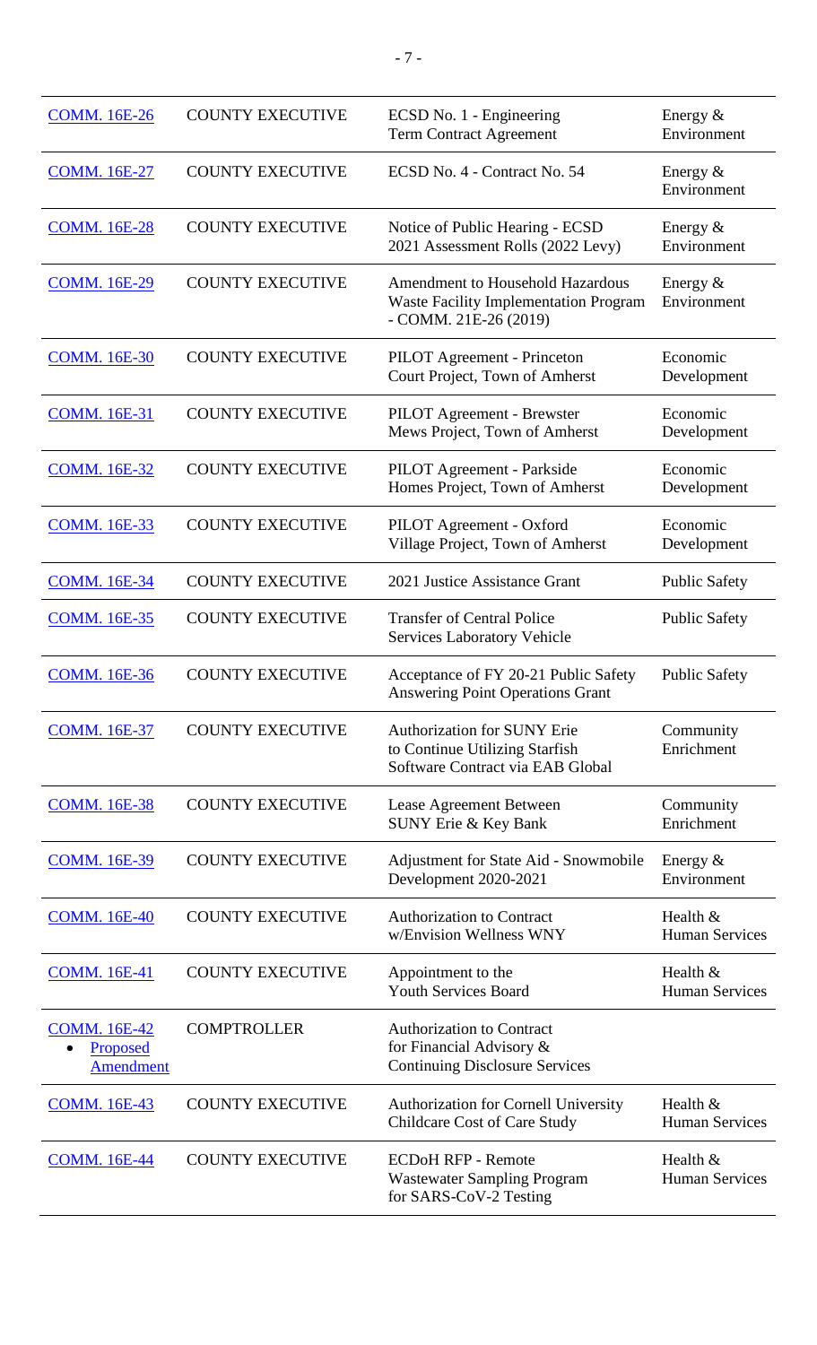| | | | |
|---|---|---|---|
| COMM. 16E-26 | COUNTY EXECUTIVE | ECSD No. 1 - Engineering Term Contract Agreement | Energy & Environment |
| COMM. 16E-27 | COUNTY EXECUTIVE | ECSD No. 4 - Contract No. 54 | Energy & Environment |
| COMM. 16E-28 | COUNTY EXECUTIVE | Notice of Public Hearing - ECSD 2021 Assessment Rolls (2022 Levy) | Energy & Environment |
| COMM. 16E-29 | COUNTY EXECUTIVE | Amendment to Household Hazardous Waste Facility Implementation Program - COMM. 21E-26 (2019) | Energy & Environment |
| COMM. 16E-30 | COUNTY EXECUTIVE | PILOT Agreement - Princeton Court Project, Town of Amherst | Economic Development |
| COMM. 16E-31 | COUNTY EXECUTIVE | PILOT Agreement - Brewster Mews Project, Town of Amherst | Economic Development |
| COMM. 16E-32 | COUNTY EXECUTIVE | PILOT Agreement - Parkside Homes Project, Town of Amherst | Economic Development |
| COMM. 16E-33 | COUNTY EXECUTIVE | PILOT Agreement - Oxford Village Project, Town of Amherst | Economic Development |
| COMM. 16E-34 | COUNTY EXECUTIVE | 2021 Justice Assistance Grant | Public Safety |
| COMM. 16E-35 | COUNTY EXECUTIVE | Transfer of Central Police Services Laboratory Vehicle | Public Safety |
| COMM. 16E-36 | COUNTY EXECUTIVE | Acceptance of FY 20-21 Public Safety Answering Point Operations Grant | Public Safety |
| COMM. 16E-37 | COUNTY EXECUTIVE | Authorization for SUNY Erie to Continue Utilizing Starfish Software Contract via EAB Global | Community Enrichment |
| COMM. 16E-38 | COUNTY EXECUTIVE | Lease Agreement Between SUNY Erie & Key Bank | Community Enrichment |
| COMM. 16E-39 | COUNTY EXECUTIVE | Adjustment for State Aid - Snowmobile Development 2020-2021 | Energy & Environment |
| COMM. 16E-40 | COUNTY EXECUTIVE | Authorization to Contract w/Envision Wellness WNY | Health & Human Services |
| COMM. 16E-41 | COUNTY EXECUTIVE | Appointment to the Youth Services Board | Health & Human Services |
| COMM. 16E-42 <br>• Proposed Amendment | COMPTROLLER | Authorization to Contract for Financial Advisory & Continuing Disclosure Services | |
| COMM. 16E-43 | COUNTY EXECUTIVE | Authorization for Cornell University Childcare Cost of Care Study | Health & Human Services |
| COMM. 16E-44 | COUNTY EXECUTIVE | ECDoH RFP - Remote Wastewater Sampling Program for SARS-CoV-2 Testing | Health & Human Services |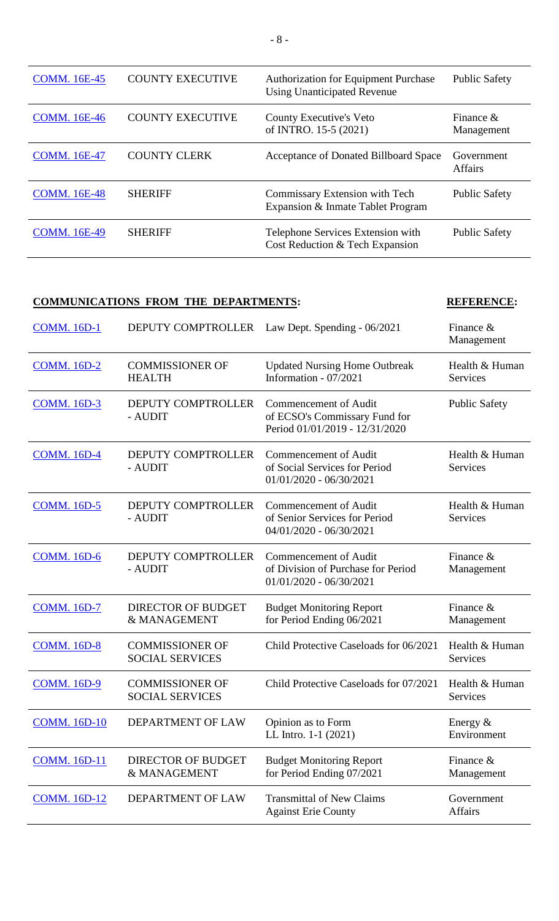| | | | |
|---|---|---|---|
| COMM. 16E-45 | COUNTY EXECUTIVE | Authorization for Equipment Purchase Using Unanticipated Revenue | Public Safety |
| COMM. 16E-46 | COUNTY EXECUTIVE | County Executive's Veto of INTRO. 15-5 (2021) | Finance & Management |
| COMM. 16E-47 | COUNTY CLERK | Acceptance of Donated Billboard Space | Government Affairs |
| COMM. 16E-48 | SHERIFF | Commissary Extension with Tech Expansion & Inmate Tablet Program | Public Safety |
| COMM. 16E-49 | SHERIFF | Telephone Services Extension with Cost Reduction & Tech Expansion | Public Safety |

**COMMUNICATIONS FROM THE DEPARTMENTS:** **REFERENCE:**

| | | | |
|---|---|---|---|
| COMM. 16D-1 | DEPUTY COMPTROLLER | Law Dept. Spending - 06/2021 | Finance & Management |
| COMM. 16D-2 | COMMISSIONER OF HEALTH | Updated Nursing Home Outbreak Information - 07/2021 | Health & Human Services |
| COMM. 16D-3 | DEPUTY COMPTROLLER - AUDIT | Commencement of Audit of ECSO's Commissary Fund for Period 01/01/2019 - 12/31/2020 | Public Safety |
| COMM. 16D-4 | DEPUTY COMPTROLLER - AUDIT | Commencement of Audit of Social Services for Period 01/01/2020 - 06/30/2021 | Health & Human Services |
| COMM. 16D-5 | DEPUTY COMPTROLLER - AUDIT | Commencement of Audit of Senior Services for Period 04/01/2020 - 06/30/2021 | Health & Human Services |
| COMM. 16D-6 | DEPUTY COMPTROLLER - AUDIT | Commencement of Audit of Division of Purchase for Period 01/01/2020 - 06/30/2021 | Finance & Management |
| COMM. 16D-7 | DIRECTOR OF BUDGET & MANAGEMENT | Budget Monitoring Report for Period Ending 06/2021 | Finance & Management |
| COMM. 16D-8 | COMMISSIONER OF SOCIAL SERVICES | Child Protective Caseloads for 06/2021 | Health & Human Services |
| COMM. 16D-9 | COMMISSIONER OF SOCIAL SERVICES | Child Protective Caseloads for 07/2021 | Health & Human Services |
| COMM. 16D-10 | DEPARTMENT OF LAW | Opinion as to Form LL Intro. 1-1 (2021) | Energy & Environment |
| COMM. 16D-11 | DIRECTOR OF BUDGET & MANAGEMENT | Budget Monitoring Report for Period Ending 07/2021 | Finance & Management |
| COMM. 16D-12 | DEPARTMENT OF LAW | Transmittal of New Claims Against Erie County | Government Affairs |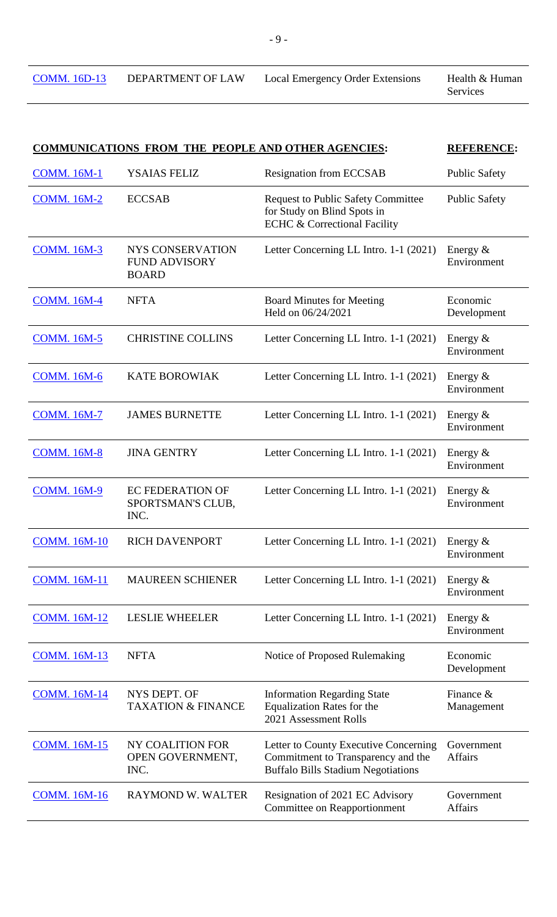| | | | |
|---|---|---|---|
| COMM. 16D-13 | DEPARTMENT OF LAW | Local Emergency Order Extensions | Health & Human Services |

**COMMUNICATIONS FROM THE PEOPLE AND OTHER AGENCIES:** **REFERENCE:**

| | | | |
|---|---|---|---|
| COMM. 16M-1 | YSAIAS FELIZ | Resignation from ECCSAB | Public Safety |
| COMM. 16M-2 | ECCSAB | Request to Public Safety Committee for Study on Blind Spots in ECHC & Correctional Facility | Public Safety |
| COMM. 16M-3 | NYS CONSERVATION FUND ADVISORY BOARD | Letter Concerning LL Intro. 1-1 (2021) | Energy & Environment |
| COMM. 16M-4 | NFTA | Board Minutes for Meeting Held on 06/24/2021 | Economic Development |
| COMM. 16M-5 | CHRISTINE COLLINS | Letter Concerning LL Intro. 1-1 (2021) | Energy & Environment |
| COMM. 16M-6 | KATE BOROWIAK | Letter Concerning LL Intro. 1-1 (2021) | Energy & Environment |
| COMM. 16M-7 | JAMES BURNETTE | Letter Concerning LL Intro. 1-1 (2021) | Energy & Environment |
| COMM. 16M-8 | JINA GENTRY | Letter Concerning LL Intro. 1-1 (2021) | Energy & Environment |
| COMM. 16M-9 | EC FEDERATION OF SPORTSMAN'S CLUB, INC. | Letter Concerning LL Intro. 1-1 (2021) | Energy & Environment |
| COMM. 16M-10 | RICH DAVENPORT | Letter Concerning LL Intro. 1-1 (2021) | Energy & Environment |
| COMM. 16M-11 | MAUREEN SCHIENER | Letter Concerning LL Intro. 1-1 (2021) | Energy & Environment |
| COMM. 16M-12 | LESLIE WHEELER | Letter Concerning LL Intro. 1-1 (2021) | Energy & Environment |
| COMM. 16M-13 | NFTA | Notice of Proposed Rulemaking | Economic Development |
| COMM. 16M-14 | NYS DEPT. OF TAXATION & FINANCE | Information Regarding State Equalization Rates for the 2021 Assessment Rolls | Finance & Management |
| COMM. 16M-15 | NY COALITION FOR OPEN GOVERNMENT, INC. | Letter to County Executive Concerning Commitment to Transparency and the Buffalo Bills Stadium Negotiations | Government Affairs |
| COMM. 16M-16 | RAYMOND W. WALTER | Resignation of 2021 EC Advisory Committee on Reapportionment | Government Affairs |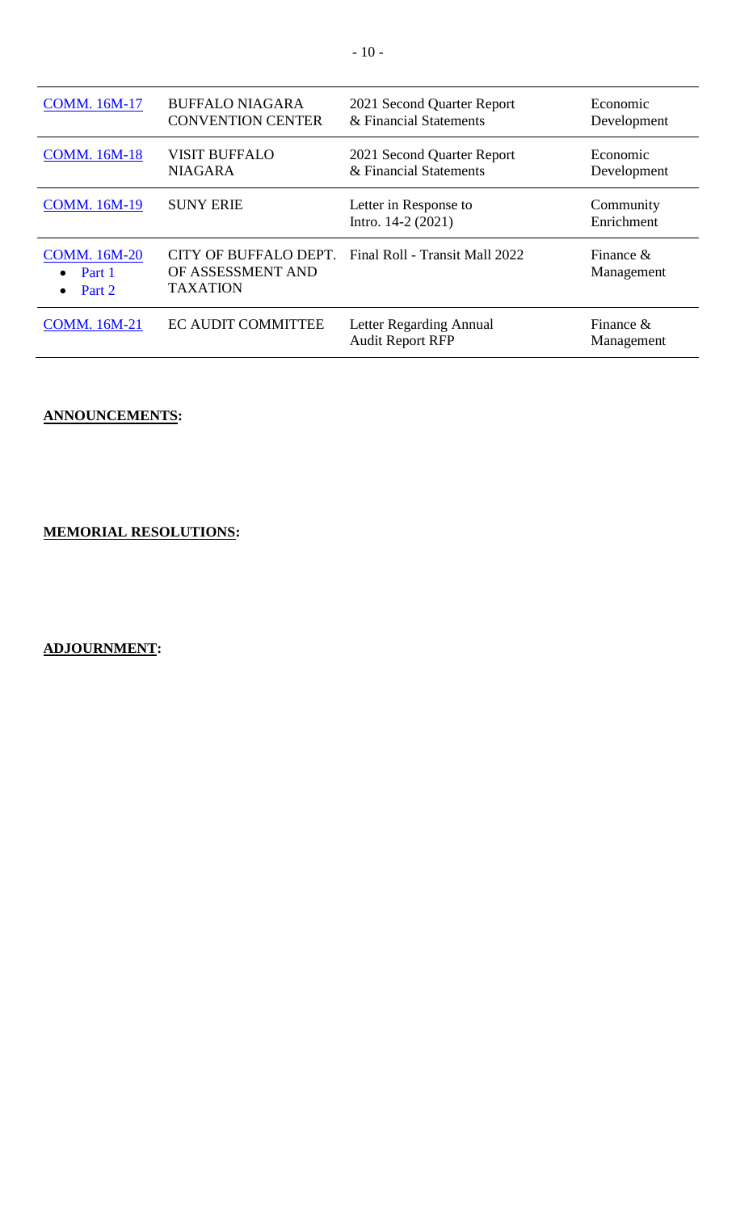| | | | |
|---|---|---|---|
| COMM. 16M-17 | BUFFALO NIAGARA CONVENTION CENTER | 2021 Second Quarter Report & Financial Statements | Economic Development |
| COMM. 16M-18 | VISIT BUFFALO NIAGARA | 2021 Second Quarter Report & Financial Statements | Economic Development |
| COMM. 16M-19 | SUNY ERIE | Letter in Response to Intro. 14-2 (2021) | Community Enrichment |
| COMM. 16M-20 • Part 1 • Part 2 | CITY OF BUFFALO DEPT. OF ASSESSMENT AND TAXATION | Final Roll - Transit Mall 2022 | Finance & Management |
| COMM. 16M-21 | EC AUDIT COMMITTEE | Letter Regarding Annual Audit Report RFP | Finance & Management |

**ANNOUNCEMENTS:**

**MEMORIAL RESOLUTIONS:**

**ADJOURNMENT:**